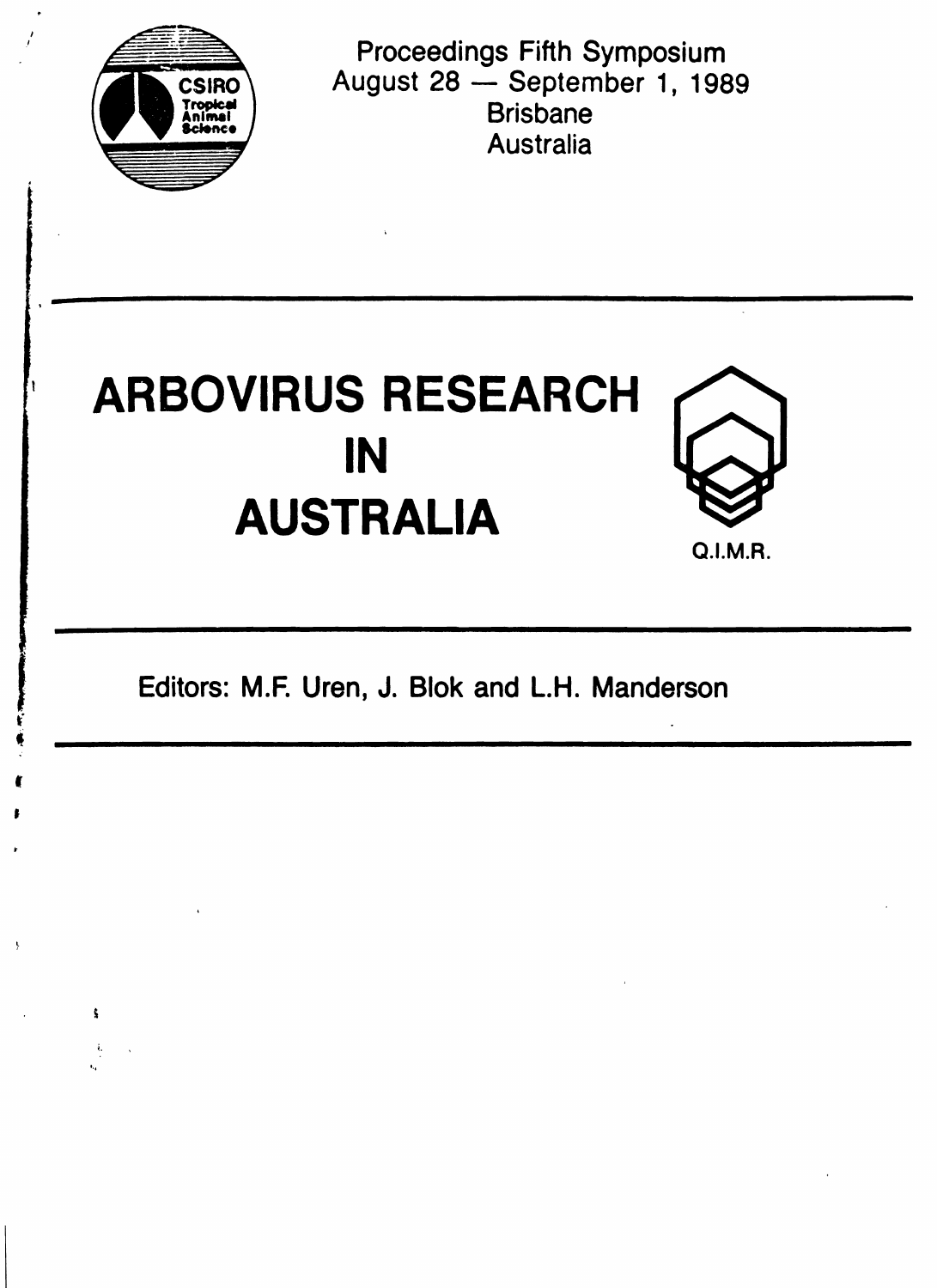CSIRO Tropical Animal Science

Proceedings Fifth Symposium
August 28 — September 1, 1989
Brisbane
Australia

# ARBOVIRUS RESEARCH IN AUSTRALIA

Q.I.M.R.

Editors: M.F. Uren, J. Blok and L.H. Manderson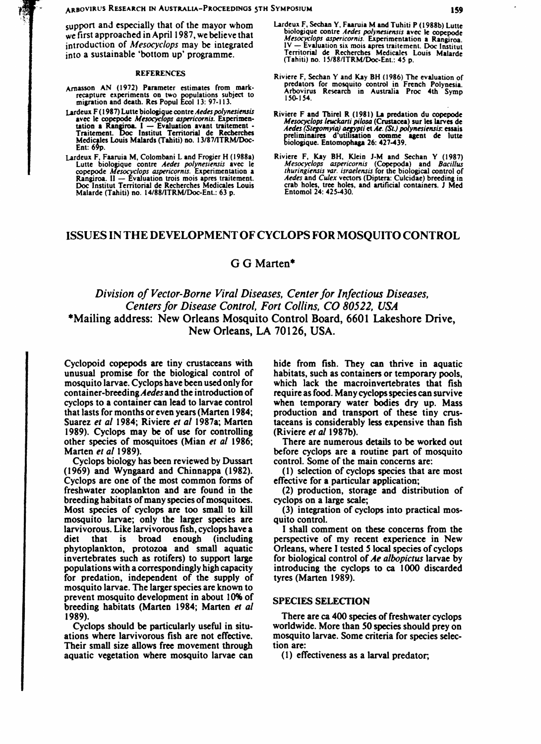support and especially that of the mayor whom we first approached in April 1987, we believe that introduction of *Mesocyclops* may be integrated into a sustainable 'bottom up' programme.

### REFERENCES

Arnasson AN (1972) Parameter estimates from mark-recapture experiments on two populations subject to migration and death. Res Popul Ecol 13: 97-113.

Lardeux F (1987) Lutte biologique contre *Aedes polynesiensis* avec le copepode *Mesocyclops aspericornis*. Experimentation a Rangiroa. I — Evaluation avant traitement - Traitement. Doc Institut Territorial de Recherches Medicales Louis Malards (Tahiti) no. 13/87/ITRM/Doc-Ent: 69p.

Lardeux F, Faaruia M, Colombani L and Frogier H (1988a) Lutte biologique contre *Aedes polynesiensis* avec le copepode *Mesocyclops aspericornis*. Experimentation a Rangiroa. II — Évaluation trois mois apres traitement. Doc Institut Territorial de Recherches Medicales Louis Malarde (Tahiti) no. 14/88/ITRM/Doc-Ent.: 63 p.

Lardeux F, Sechan Y, Faaruia M and Tuhiti P (1988b) Lutte biologique contre *Aedes polynesiensis* avec le copepode *Mesocyclops aspericornis*. Experimentation a Rangiroa. IV — Evaluation six mois apres traitement. Doc Institut Territorial de Recherches Medicales Louis Malarde (Tahiti) no. 15/88/ITRM/Doc-Ent.: 45 p.

Riviere F, Sechan Y and Kay BH (1986) The evaluation of predators for mosquito control in French Polynesia. Arbovirus Research in Australia Proc 4th Symp 150-154.

Riviere F and Thirel R (1981) La predation du copepode *Mesocyclops leuckarti pilosa* (Crustacea) sur les larves de *Aedes (Stegomyia) aegypti* et *Ae. (St.) polynesiensis*: essais preliminaires d'utilisation comme agent de lutte biologique. Entomophaga 26: 427-439.

Riviere F, Kay BH, Klein J-M and Sechan Y (1987) *Mesocyclops aspericornis* (Copepoda) and *Bacillus thuringiensis var. israelensis* for the biological control of *Aedes* and *Culex* vectors (Diptera: Culcidae) breeding in crab holes, tree holes, and artificial containers. J Med Entomol 24: 425-430.

# ISSUES IN THE DEVELOPMENT OF CYCLOPS FOR MOSQUITO CONTROL

G G Marten*

*Division of Vector-Borne Viral Diseases, Center for Infectious Diseases, Centers for Disease Control, Fort Collins, CO 80522, USA*

*Mailing address: New Orleans Mosquito Control Board, 6601 Lakeshore Drive, New Orleans, LA 70126, USA.

Cyclopoid copepods are tiny crustaceans with unusual promise for the biological control of mosquito larvae. Cyclops have been used only for container-breeding *Aedes* and the introduction of cyclops to a container can lead to larvae control that lasts for months or even years (Marten 1984; Suarez *et al* 1984; Riviere *et al* 1987a; Marten 1989). Cyclops may be of use for controlling other species of mosquitoes (Mian *et al* 1986; Marten *et al* 1989).

Cyclops biology has been reviewed by Dussart (1969) and Wyngaard and Chinnappa (1982). Cyclops are one of the most common forms of freshwater zooplankton and are found in the breeding habitats of many species of mosquitoes. Most species of cyclops are too small to kill mosquito larvae; only the larger species are larvivorous. Like larvivorous fish, cyclops have a diet that is broad enough (including phytoplankton, protozoa and small aquatic invertebrates such as rotifers) to support large populations with a correspondingly high capacity for predation, independent of the supply of mosquito larvae. The larger species are known to prevent mosquito development in about 10% of breeding habitats (Marten 1984; Marten *et al* 1989).

Cyclops should be particularly useful in situations where larvivorous fish are not effective. Their small size allows free movement through aquatic vegetation where mosquito larvae can hide from fish. They can thrive in aquatic habitats, such as containers or temporary pools, which lack the macroinvertebrates that fish require as food. Many cyclops species can survive when temporary water bodies dry up. Mass production and transport of these tiny crustaceans is considerably less expensive than fish (Riviere *et al* 1987b).

There are numerous details to be worked out before cyclops are a routine part of mosquito control. Some of the main concerns are:

(1) selection of cyclops species that are most effective for a particular application;

(2) production, storage and distribution of cyclops on a large scale;

(3) integration of cyclops into practical mosquito control.

I shall comment on these concerns from the perspective of my recent experience in New Orleans, where I tested 5 local species of cyclops for biological control of *Ae albopictus* larvae by introducing the cyclops to ca 1000 discarded tyres (Marten 1989).

## SPECIES SELECTION

There are ca 400 species of freshwater cyclops worldwide. More than 50 species should prey on mosquito larvae. Some criteria for species selection are:

(1) effectiveness as a larval predator;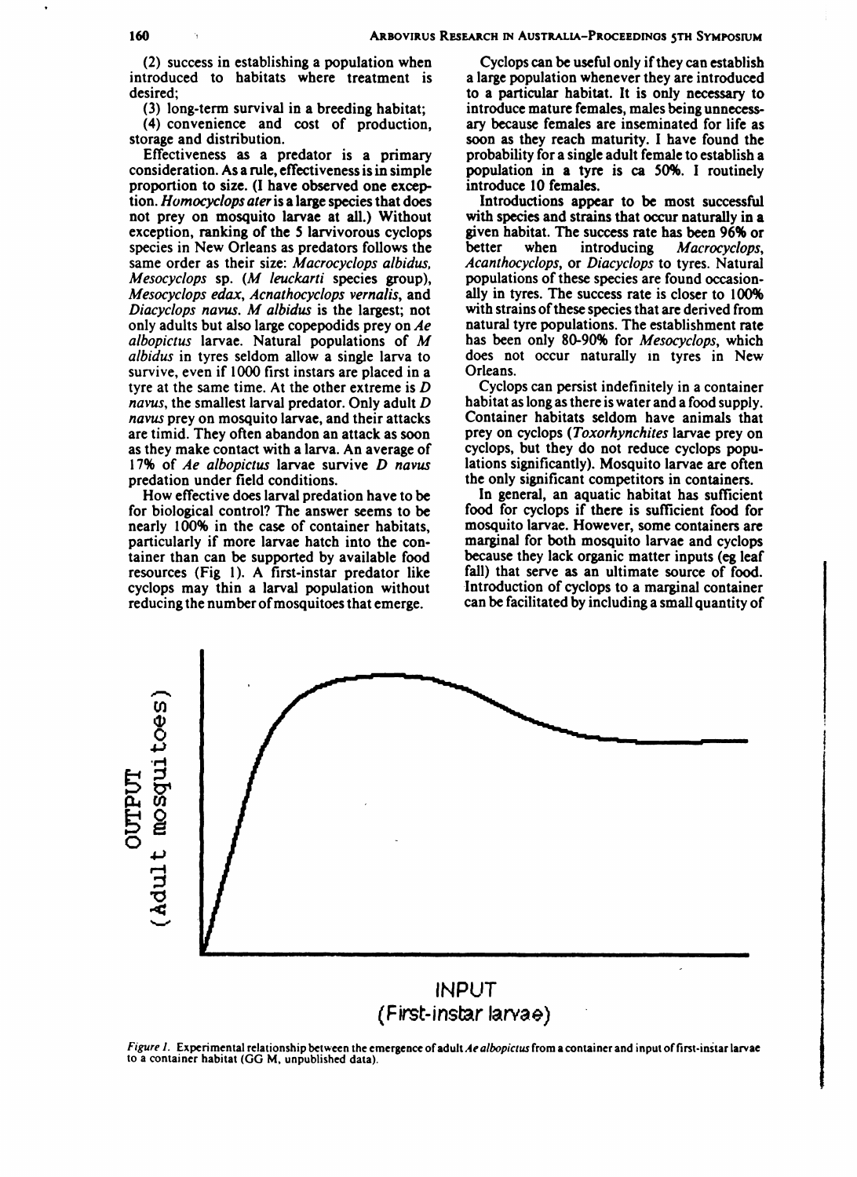(2) success in establishing a population when introduced to habitats where treatment is desired;

(3) long-term survival in a breeding habitat;

(4) convenience and cost of production, storage and distribution.

Effectiveness as a predator is a primary consideration. As a rule, effectiveness is in simple proportion to size. (I have observed one exception. *Homocyclops ater* is a large species that does not prey on mosquito larvae at all.) Without exception, ranking of the 5 larvivorous cyclops species in New Orleans as predators follows the same order as their size: *Macrocyclops albidus*, *Mesocyclops* sp. (*M leuckarti* species group), *Mesocyclops edax*, *Acnathocyclops vernalis*, and *Diacyclops navus*. *M albidus* is the largest; not only adults but also large copepodids prey on *Ae albopictus* larvae. Natural populations of *M albidus* in tyres seldom allow a single larva to survive, even if 1000 first instars are placed in a tyre at the same time. At the other extreme is *D navus*, the smallest larval predator. Only adult *D navus* prey on mosquito larvae, and their attacks are timid. They often abandon an attack as soon as they make contact with a larva. An average of 17% of *Ae albopictus* larvae survive *D navus* predation under field conditions.

How effective does larval predation have to be for biological control? The answer seems to be nearly 100% in the case of container habitats, particularly if more larvae hatch into the container than can be supported by available food resources (Fig 1). A first-instar predator like cyclops may thin a larval population without reducing the number of mosquitoes that emerge.

Cyclops can be useful only if they can establish a large population whenever they are introduced to a particular habitat. It is only necessary to introduce mature females, males being unnecessary because females are inseminated for life as soon as they reach maturity. I have found the probability for a single adult female to establish a population in a tyre is ca 50%. I routinely introduce 10 females.

Introductions appear to be most successful with species and strains that occur naturally in a given habitat. The success rate has been 96% or better when introducing *Macrocyclops*, *Acanthocyclops*, or *Diacyclops* to tyres. Natural populations of these species are found occasionally in tyres. The success rate is closer to 100% with strains of these species that are derived from natural tyre populations. The establishment rate has been only 80-90% for *Mesocyclops*, which does not occur naturally in tyres in New Orleans.

Cyclops can persist indefinitely in a container habitat as long as there is water and a food supply. Container habitats seldom have animals that prey on cyclops (*Toxorhynchites* larvae prey on cyclops, but they do not reduce cyclops populations significantly). Mosquito larvae are often the only significant competitors in containers.

In general, an aquatic habitat has sufficient food for cyclops if there is sufficient food for mosquito larvae. However, some containers are marginal for both mosquito larvae and cyclops because they lack organic matter inputs (eg leaf fall) that serve as an ultimate source of food. Introduction of cyclops to a marginal container can be facilitated by including a small quantity of

OUTPUT
(Adult mosquitoes)

INPUT
(First-instar larvae)

*Figure 1.* Experimental relationship between the emergence of adult *Ae albopictus* from a container and input of first-instar larvae to a container habitat (GG M, unpublished data).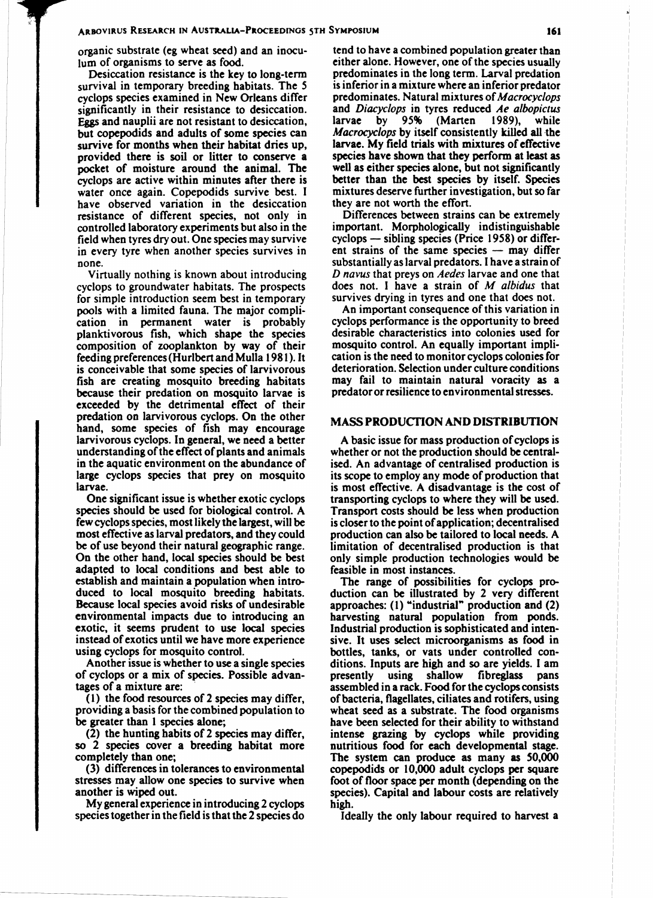organic substrate (eg wheat seed) and an inoculum of organisms to serve as food.

Desiccation resistance is the key to long-term survival in temporary breeding habitats. The 5 cyclops species examined in New Orleans differ significantly in their resistance to desiccation. Eggs and nauplii are not resistant to desiccation, but copepodids and adults of some species can survive for months when their habitat dries up, provided there is soil or litter to conserve a pocket of moisture around the animal. The cyclops are active within minutes after there is water once again. Copepodids survive best. I have observed variation in the desiccation resistance of different species, not only in controlled laboratory experiments but also in the field when tyres dry out. One species may survive in every tyre when another species survives in none.

Virtually nothing is known about introducing cyclops to groundwater habitats. The prospects for simple introduction seem best in temporary pools with a limited fauna. The major complication in permanent water is probably planktivorous fish, which shape the species composition of zooplankton by way of their feeding preferences (Hurlbert and Mulla 1981). It is conceivable that some species of larvivorous fish are creating mosquito breeding habitats because their predation on mosquito larvae is exceeded by the detrimental effect of their predation on larvivorous cyclops. On the other hand, some species of fish may encourage larvivorous cyclops. In general, we need a better understanding of the effect of plants and animals in the aquatic environment on the abundance of large cyclops species that prey on mosquito larvae.

One significant issue is whether exotic cyclops species should be used for biological control. A few cyclops species, most likely the largest, will be most effective as larval predators, and they could be of use beyond their natural geographic range. On the other hand, local species should be best adapted to local conditions and best able to establish and maintain a population when introduced to local mosquito breeding habitats. Because local species avoid risks of undesirable environmental impacts due to introducing an exotic, it seems prudent to use local species instead of exotics until we have more experience using cyclops for mosquito control.

Another issue is whether to use a single species of cyclops or a mix of species. Possible advantages of a mixture are:

(1) the food resources of 2 species may differ, providing a basis for the combined population to be greater than 1 species alone;

(2) the hunting habits of 2 species may differ, so 2 species cover a breeding habitat more completely than one;

(3) differences in tolerances to environmental stresses may allow one species to survive when another is wiped out.

My general experience in introducing 2 cyclops species together in the field is that the 2 species do tend to have a combined population greater than either alone. However, one of the species usually predominates in the long term. Larval predation is inferior in a mixture where an inferior predator predominates. Natural mixtures of *Macrocyclops* and *Diacyclops* in tyres reduced *Ae albopictus* larvae by 95% (Marten 1989), while *Macrocyclops* by itself consistently killed all the larvae. My field trials with mixtures of effective species have shown that they perform at least as well as either species alone, but not significantly better than the best species by itself. Species mixtures deserve further investigation, but so far they are not worth the effort.

Differences between strains can be extremely important. Morphologically indistinguishable cyclops — sibling species (Price 1958) or different strains of the same species — may differ substantially as larval predators. I have a strain of *D navus* that preys on *Aedes* larvae and one that does not. I have a strain of *M albidus* that survives drying in tyres and one that does not.

An important consequence of this variation in cyclops performance is the opportunity to breed desirable characteristics into colonies used for mosquito control. An equally important implication is the need to monitor cyclops colonies for deterioration. Selection under culture conditions may fail to maintain natural voracity as a predator or resilience to environmental stresses.

## MASS PRODUCTION AND DISTRIBUTION

A basic issue for mass production of cyclops is whether or not the production should be centralised. An advantage of centralised production is its scope to employ any mode of production that is most effective. A disadvantage is the cost of transporting cyclops to where they will be used. Transport costs should be less when production is closer to the point of application; decentralised production can also be tailored to local needs. A limitation of decentralised production is that only simple production technologies would be feasible in most instances.

The range of possibilities for cyclops production can be illustrated by 2 very different approaches: (1) "industrial" production and (2) harvesting natural population from ponds. Industrial production is sophisticated and intensive. It uses select microorganisms as food in bottles, tanks, or vats under controlled conditions. Inputs are high and so are yields. I am presently using shallow fibreglass pans assembled in a rack. Food for the cyclops consists of bacteria, flagellates, ciliates and rotifers, using wheat seed as a substrate. The food organisms have been selected for their ability to withstand intense grazing by cyclops while providing nutritious food for each developmental stage. The system can produce as many as 50,000 copepodids or 10,000 adult cyclops per square foot of floor space per month (depending on the species). Capital and labour costs are relatively high.

Ideally the only labour required to harvest a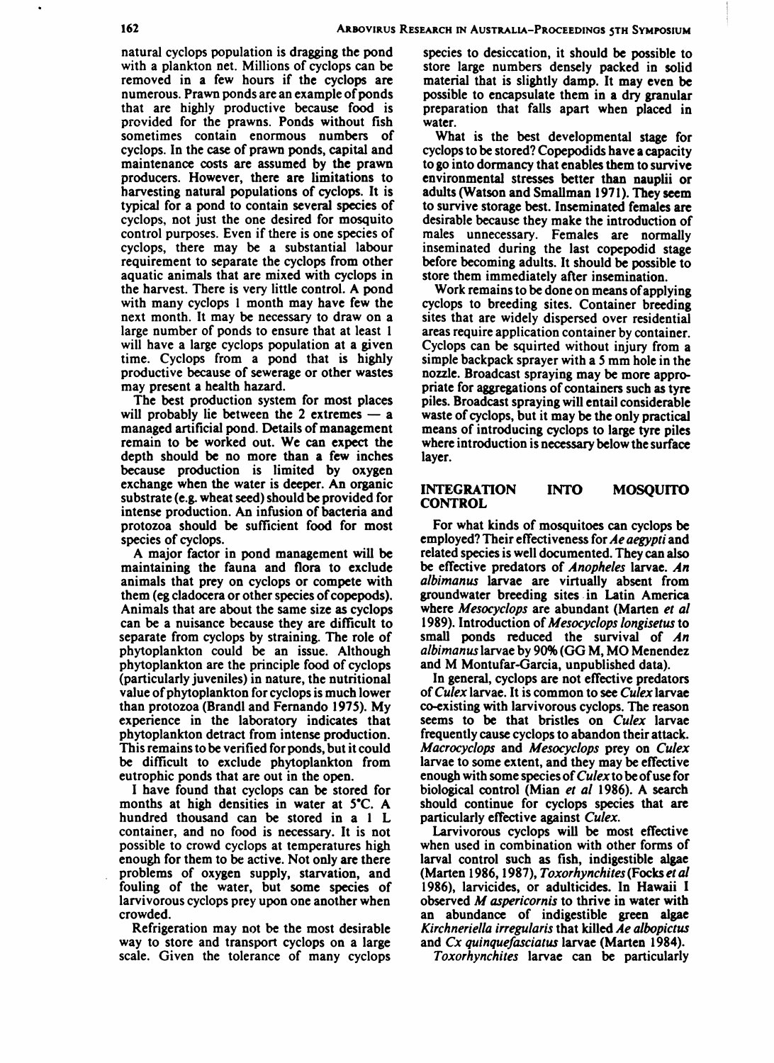natural cyclops population is dragging the pond with a plankton net. Millions of cyclops can be removed in a few hours if the cyclops are numerous. Prawn ponds are an example of ponds that are highly productive because food is provided for the prawns. Ponds without fish sometimes contain enormous numbers of cyclops. In the case of prawn ponds, capital and maintenance costs are assumed by the prawn producers. However, there are limitations to harvesting natural populations of cyclops. It is typical for a pond to contain several species of cyclops, not just the one desired for mosquito control purposes. Even if there is one species of cyclops, there may be a substantial labour requirement to separate the cyclops from other aquatic animals that are mixed with cyclops in the harvest. There is very little control. A pond with many cyclops 1 month may have few the next month. It may be necessary to draw on a large number of ponds to ensure that at least 1 will have a large cyclops population at a given time. Cyclops from a pond that is highly productive because of sewerage or other wastes may present a health hazard.

The best production system for most places will probably lie between the 2 extremes — a managed artificial pond. Details of management remain to be worked out. We can expect the depth should be no more than a few inches because production is limited by oxygen exchange when the water is deeper. An organic substrate (e.g. wheat seed) should be provided for intense production. An infusion of bacteria and protozoa should be sufficient food for most species of cyclops.

A major factor in pond management will be maintaining the fauna and flora to exclude animals that prey on cyclops or compete with them (eg cladocera or other species of copepods). Animals that are about the same size as cyclops can be a nuisance because they are difficult to separate from cyclops by straining. The role of phytoplankton could be an issue. Although phytoplankton are the principle food of cyclops (particularly juveniles) in nature, the nutritional value of phytoplankton for cyclops is much lower than protozoa (Brandl and Fernando 1975). My experience in the laboratory indicates that phytoplankton detract from intense production. This remains to be verified for ponds, but it could be difficult to exclude phytoplankton from eutrophic ponds that are out in the open.

I have found that cyclops can be stored for months at high densities in water at 5°C. A hundred thousand can be stored in a 1 L container, and no food is necessary. It is not possible to crowd cyclops at temperatures high enough for them to be active. Not only are there problems of oxygen supply, starvation, and fouling of the water, but some species of larvivorous cyclops prey upon one another when crowded.

Refrigeration may not be the most desirable way to store and transport cyclops on a large scale. Given the tolerance of many cyclops species to desiccation, it should be possible to store large numbers densely packed in solid material that is slightly damp. It may even be possible to encapsulate them in a dry granular preparation that falls apart when placed in water.

What is the best developmental stage for cyclops to be stored? Copepodids have a capacity to go into dormancy that enables them to survive environmental stresses better than nauplii or adults (Watson and Smallman 1971). They seem to survive storage best. Inseminated females are desirable because they make the introduction of males unnecessary. Females are normally inseminated during the last copepodid stage before becoming adults. It should be possible to store them immediately after insemination.

Work remains to be done on means of applying cyclops to breeding sites. Container breeding sites that are widely dispersed over residential areas require application container by container. Cyclops can be squirted without injury from a simple backpack sprayer with a 5 mm hole in the nozzle. Broadcast spraying may be more appropriate for aggregations of containers such as tyre piles. Broadcast spraying will entail considerable waste of cyclops, but it may be the only practical means of introducing cyclops to large tyre piles where introduction is necessary below the surface layer.

## INTEGRATION INTO MOSQUITO CONTROL

For what kinds of mosquitoes can cyclops be employed? Their effectiveness for *Ae aegypti* and related species is well documented. They can also be effective predators of *Anopheles* larvae. *An albimanus* larvae are virtually absent from groundwater breeding sites in Latin America where *Mesocyclops* are abundant (Marten *et al* 1989). Introduction of *Mesocyclops longisetus* to small ponds reduced the survival of *An albimanus* larvae by 90% (GG M, MO Menendez and M Montufar-Garcia, unpublished data).

In general, cyclops are not effective predators of *Culex* larvae. It is common to see *Culex* larvae co-existing with larvivorous cyclops. The reason seems to be that bristles on *Culex* larvae frequently cause cyclops to abandon their attack. *Macrocyclops* and *Mesocyclops* prey on *Culex* larvae to some extent, and they may be effective enough with some species of *Culex* to be of use for biological control (Mian *et al* 1986). A search should continue for cyclops species that are particularly effective against *Culex*.

Larvivorous cyclops will be most effective when used in combination with other forms of larval control such as fish, indigestible algae (Marten 1986, 1987), *Toxorhynchites* (Focks *et al* 1986), larvicides, or adulticides. In Hawaii I observed *M aspericornis* to thrive in water with an abundance of indigestible green algae *Kirchneriella irregularis* that killed *Ae albopictus* and *Cx quinquefasciatus* larvae (Marten 1984).

*Toxorhynchites* larvae can be particularly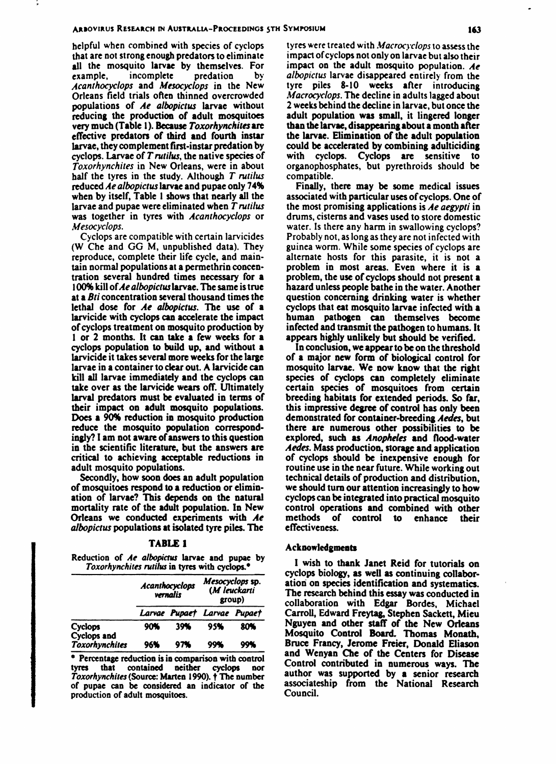helpful when combined with species of cyclops that are not strong enough predators to eliminate all the mosquito larvae by themselves. For example, incomplete predation by *Acanthocyclops* and *Mesocyclops* in the New Orleans field trials often thinned overcrowded populations of *Ae albopictus* larvae without reducing the production of adult mosquitoes very much (Table 1). Because *Toxorhynchites* are effective predators of third and fourth instar larvae, they complement first-instar predation by cyclops. Larvae of *T rutilus*, the native species of *Toxorhynchites* in New Orleans, were in about half the tyres in the study. Although *T rutilus* reduced *Ae albopictus* larvae and pupae only 74% when by itself, Table 1 shows that nearly all the larvae and pupae were eliminated when *T rutilus* was together in tyres with *Acanthocyclops* or *Mesocyclops*.

Cyclops are compatible with certain larvicides (W Che and GG M, unpublished data). They reproduce, complete their life cycle, and maintain normal populations at a permethrin concentration several hundred times necessary for a 100% kill of *Ae albopictus* larvae. The same is true at a *Bti* concentration several thousand times the lethal dose for *Ae albopictus*. The use of a larvicide with cyclops can accelerate the impact of cyclops treatment on mosquito production by 1 or 2 months. It can take a few weeks for a cyclops population to build up, and without a larvicide it takes several more weeks for the large larvae in a container to clear out. A larvicide can kill all larvae immediately and the cyclops can take over as the larvicide wears off. Ultimately larval predators must be evaluated in terms of their impact on adult mosquito populations. Does a 90% reduction in mosquito production reduce the mosquito population correspondingly? I am not aware of answers to this question in the scientific literature, but the answers are critical to achieving acceptable reductions in adult mosquito populations.

Secondly, how soon does an adult population of mosquitoes respond to a reduction or elimination of larvae? This depends on the natural mortality rate of the adult population. In New Orleans we conducted experiments with *Ae albopictus* populations at isolated tyre piles. The tyres were treated with *Macrocyclops* to assess the impact of cyclops not only on larvae but also their impact on the adult mosquito population. *Ae albopictus* larvae disappeared entirely from the tyre piles 8-10 weeks after introducing *Macrocyclops*. The decline in adults lagged about 2 weeks behind the decline in larvae, but once the adult population was small, it lingered longer than the larvae, disappearing about a month after the larvae. Elimination of the adult population could be accelerated by combining adulticiding with cyclops. Cyclops are sensitive to organophosphates, but pyrethroids should be compatible.

**TABLE 1**

Reduction of *Ae albopictus* larvae and pupae by *Toxorhynchites rutilus* in tyres with cyclops.*

| | *Acanthocyclops vernalis* | | *Mesocyclops* sp. (*M leuckarti* group) | |
|---|---|---|---|---|
| | *Larvae* | *Pupae*† | *Larvae* | *Pupae*† |
| Cyclops | 90% | 39% | 95% | 80% |
| Cyclops and *Toxorhynchites* | 96% | 97% | 99% | 99% |

\* Percentage reduction is in comparison with control tyres that contained neither cyclops nor *Toxorhynchites* (Source: Marten 1990). † The number of pupae can be considered an indicator of the production of adult mosquitoes.

Finally, there may be some medical issues associated with particular uses of cyclops. One of the most promising applications is *Ae aegypti* in drums, cisterns and vases used to store domestic water. Is there any harm in swallowing cyclops? Probably not, as long as they are not infected with guinea worm. While some species of cyclops are alternate hosts for this parasite, it is not a problem in most areas. Even where it is a problem, the use of cyclops should not present a hazard unless people bathe in the water. Another question concerning drinking water is whether cyclops that eat mosquito larvae infected with a human pathogen can themselves become infected and transmit the pathogen to humans. It appears highly unlikely but should be verified.

In conclusion, we appear to be on the threshold of a major new form of biological control for mosquito larvae. We now know that the right species of cyclops can completely eliminate certain species of mosquitoes from certain breeding habitats for extended periods. So far, this impressive degree of control has only been demonstrated for container-breeding *Aedes*, but there are numerous other possibilities to be explored, such as *Anopheles* and flood-water *Aedes*. Mass production, storage and application of cyclops should be inexpensive enough for routine use in the near future. While working out technical details of production and distribution, we should turn our attention increasingly to how cyclops can be integrated into practical mosquito control operations and combined with other methods of control to enhance their effectiveness.

## Acknowledgments

I wish to thank Janet Reid for tutorials on cyclops biology, as well as continuing collaboration on species identification and systematics. The research behind this essay was conducted in collaboration with Edgar Bordes, Michael Carroll, Edward Freytag, Stephen Sackett, Mieu Nguyen and other staff of the New Orleans Mosquito Control Board. Thomas Monath, Bruce Francy, Jerome Freier, Donald Eliason and Wenyan Che of the Centers for Disease Control contributed in numerous ways. The author was supported by a senior research associateship from the National Research Council.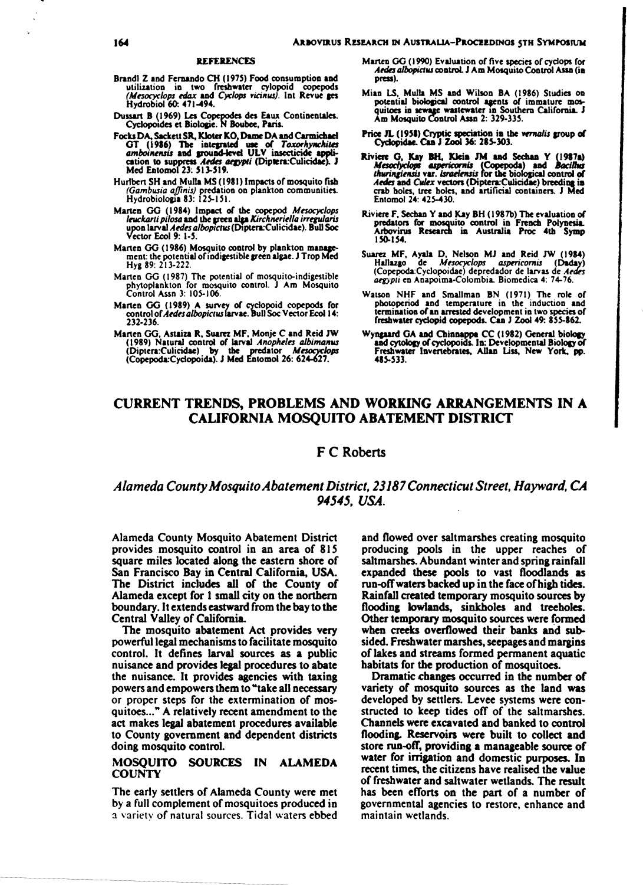## REFERENCES

Brandl Z and Fernando CH (1975) Food consumption and utilization in two freshwater cylopoid copepods (*Mesocyclops edax* and *Cyclops vicinus*). Int Revue ges Hydrobiol 60: 471-494.

Dussart B (1969) Les Copepodes des Eaux Continentales. Cyclopoides et Biologie. N Boubee, Paris.

Focks DA, Sackett SR, Kloter KO, Dame DA and Carmichael GT (1986) The integrated use of *Toxorhynchites amboinensis* and ground-level ULV insecticide application to suppress *Aedes aegypti* (Diptera:Culicidae). J Med Entomol 23: 513-519.

Hurlbert SH and Mulla MS (1981) Impacts of mosquito fish (*Gambusia affinis*) predation on plankton communities. Hydrobiologia 83: 125-151.

Marten GG (1984) Impact of the copepod *Mesocyclops leuckarti pilosa* and the green alga *Kirchneriella irregularis* upon larval *Aedes albopictus* (Diptera:Culicidae). Bull Soc Vector Ecol 9: 1-5.

Marten GG (1986) Mosquito control by plankton management: the potential of indigestible green algae. J Trop Med Hyg 89: 213-222.

Marten GG (1987) The potential of mosquito-indigestible phytoplankton for mosquito control. J Am Mosquito Control Assn 3: 105-106.

Marten GG (1989) A survey of cyclopoid copepods for control of *Aedes albopictus* larvae. Bull Soc Vector Ecol 14: 232-236.

Marten GG, Astaiza R, Suarez MF, Monje C and Reid JW (1989) Natural control of larval *Anopheles albimanus* (Diptera:Culicidae) by the predator *Mesocyclops* (Copepoda:Cyclopoida). J Med Entomol 26: 624-627.

Marten GG (1990) Evaluation of five species of cyclops for *Aedes albopictus* control. J Am Mosquito Control Assn (in press).

Mian LS, Mulla MS and Wilson BA (1986) Studies on potential biological control agents of immature mosquitoes in sewage wastewater in Southern California. J Am Mosquito Control Assn 2: 329-335.

Price JL (1958) Cryptic speciation in the *vernalis* group of Cyclopidae. Can J Zool 36: 285-303.

Riviere G, Kay BH, Klein JM and Sechan Y (1987a) *Mesoclyclops aspericornis* (Copepoda) and *Bacillus thuringiensis* var. *israelensis* for the biological control of *Aedes* and *Culex* vectors (Diptera:Culicidae) breeding in crab holes, tree holes, and artificial containers. J Med Entomol 24: 425-430.

Riviere F, Sechan Y and Kay BH (1987b) The evaluation of predators for mosquito control in French Polynesia. Arbovirus Research in Australia Proc 4th Symp 150-154.

Suarez MF, Ayala D, Nelson MJ and Reid JW (1984) Hallazgo de *Mesocyclops aspericornis* (Daday) (Copepoda:Cyclopoidae) depredador de larvas de *Aedes aegypti* en Anapoima-Colombia. Biomedica 4: 74-76.

Watson NHF and Smallman BN (1971) The role of photoperiod and temperature in the induction and termination of an arrested development in two species of freshwater cyclopid copepods. Can J Zool 49: 855-862.

Wyngaard GA and Chinnappa CC (1982) General biology and cytology of cyclopoids. In: Developmental Biology of Freshwater Invertebrates, Allan Liss, New York, pp. 485-533.

# CURRENT TRENDS, PROBLEMS AND WORKING ARRANGEMENTS IN A CALIFORNIA MOSQUITO ABATEMENT DISTRICT

## F C Roberts

*Alameda County Mosquito Abatement District, 23187 Connecticut Street, Hayward, CA 94545, USA.*

Alameda County Mosquito Abatement District provides mosquito control in an area of 815 square miles located along the eastern shore of San Francisco Bay in Central California, USA. The District includes all of the County of Alameda except for 1 small city on the northern boundary. It extends eastward from the bay to the Central Valley of California.

The mosquito abatement Act provides very powerful legal mechanisms to facilitate mosquito control. It defines larval sources as a public nuisance and provides legal procedures to abate the nuisance. It provides agencies with taxing powers and empowers them to "take all necessary or proper steps for the extermination of mosquitoes..." A relatively recent amendment to the act makes legal abatement procedures available to County government and dependent districts doing mosquito control.

## MOSQUITO SOURCES IN ALAMEDA COUNTY

The early settlers of Alameda County were met by a full complement of mosquitoes produced in a variety of natural sources. Tidal waters ebbed and flowed over saltmarshes creating mosquito producing pools in the upper reaches of saltmarshes. Abundant winter and spring rainfall expanded these pools to vast floodlands as run-off waters backed up in the face of high tides. Rainfall created temporary mosquito sources by flooding lowlands, sinkholes and treeholes. Other temporary mosquito sources were formed when creeks overflowed their banks and subsided. Freshwater marshes, seepages and margins of lakes and streams formed permanent aquatic habitats for the production of mosquitoes.

Dramatic changes occurred in the number of variety of mosquito sources as the land was developed by settlers. Levee systems were constructed to keep tides off of the saltmarshes. Channels were excavated and banked to control flooding. Reservoirs were built to collect and store run-off, providing a manageable source of water for irrigation and domestic purposes. In recent times, the citizens have realised the value of freshwater and saltwater wetlands. The result has been efforts on the part of a number of governmental agencies to restore, enhance and maintain wetlands.